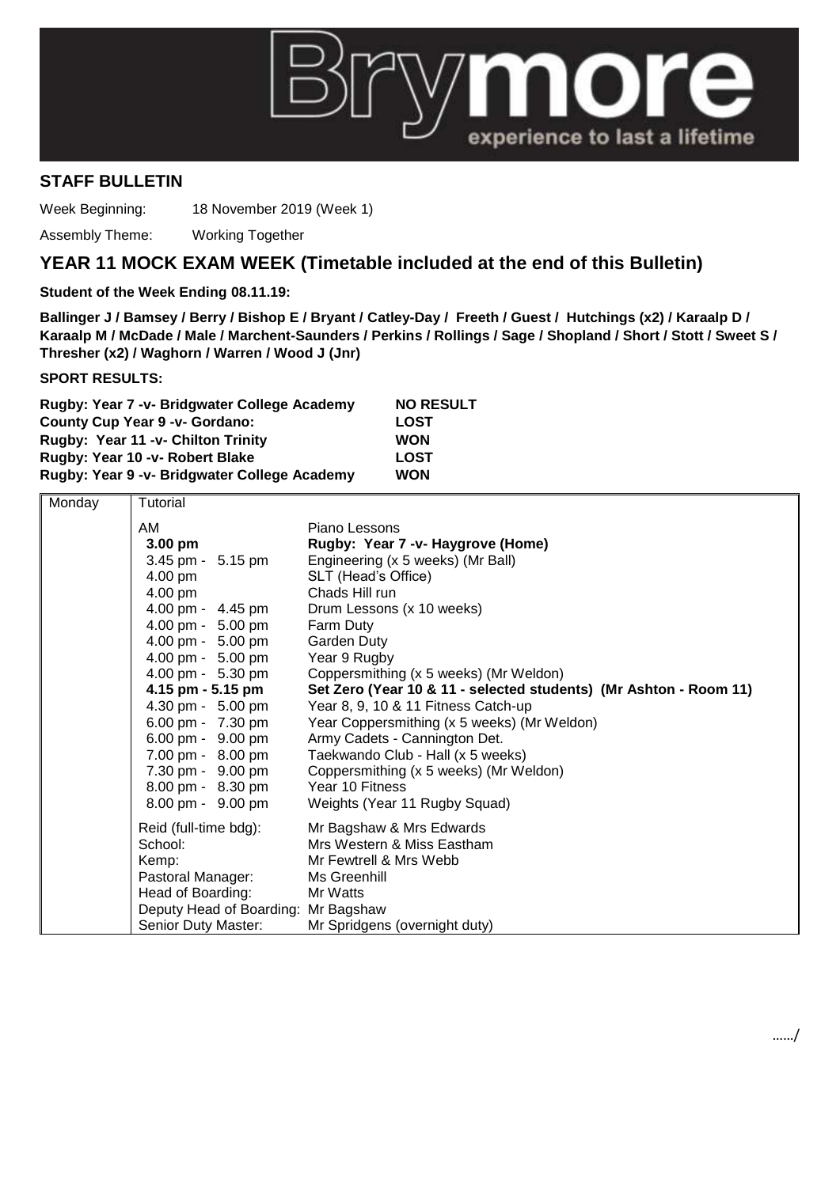Brymore — experience to last a lifetime

## STAFF BULLETIN

Week Beginning: 18 November 2019 (Week 1)

Assembly Theme: Working Together

# YEAR 11 MOCK EXAM WEEK (Timetable included at the end of this Bulletin)

**Student of the Week Ending 08.11.19:**

**Ballinger J / Bamsey / Berry / Bishop E / Bryant / Catley-Day / Freeth / Guest / Hutchings (x2) / Karaalp D / Karaalp M / McDade / Male / Marchent-Saunders / Perkins / Rollings / Sage / Shopland / Short / Stott / Sweet S / Thresher (x2) / Waghorn / Warren / Wood J (Jnr)**

**SPORT RESULTS:**

| | |
|---|---|
| **Rugby: Year 7 -v- Bridgwater College Academy** | **NO RESULT** |
| **County Cup Year 9 -v- Gordano:** | **LOST** |
| **Rugby: Year 11 -v- Chilton Trinity** | **WON** |
| **Rugby: Year 10 -v- Robert Blake** | **LOST** |
| **Rugby: Year 9 -v- Bridgwater College Academy** | **WON** |

| | | |
|---|---|---|
| Monday | Tutorial | |
| | AM | Piano Lessons |
| | **3.00 pm** | **Rugby: Year 7 -v- Haygrove (Home)** |
| | 3.45 pm - 5.15 pm | Engineering (x 5 weeks) (Mr Ball) |
| | 4.00 pm | SLT (Head's Office) |
| | 4.00 pm | Chads Hill run |
| | 4.00 pm - 4.45 pm | Drum Lessons (x 10 weeks) |
| | 4.00 pm - 5.00 pm | Farm Duty |
| | 4.00 pm - 5.00 pm | Garden Duty |
| | 4.00 pm - 5.00 pm | Year 9 Rugby |
| | 4.00 pm - 5.30 pm | Coppersmithing (x 5 weeks) (Mr Weldon) |
| | **4.15 pm - 5.15 pm** | **Set Zero (Year 10 & 11 - selected students) (Mr Ashton - Room 11)** |
| | 4.30 pm - 5.00 pm | Year 8, 9, 10 & 11 Fitness Catch-up |
| | 6.00 pm - 7.30 pm | Year Coppersmithing (x 5 weeks) (Mr Weldon) |
| | 6.00 pm - 9.00 pm | Army Cadets - Cannington Det. |
| | 7.00 pm - 8.00 pm | Taekwando Club - Hall (x 5 weeks) |
| | 7.30 pm - 9.00 pm | Coppersmithing (x 5 weeks) (Mr Weldon) |
| | 8.00 pm - 8.30 pm | Year 10 Fitness |
| | 8.00 pm - 9.00 pm | Weights (Year 11 Rugby Squad) |
| | Reid (full-time bdg): | Mr Bagshaw & Mrs Edwards |
| | School: | Mrs Western & Miss Eastham |
| | Kemp: | Mr Fewtrell & Mrs Webb |
| | Pastoral Manager: | Ms Greenhill |
| | Head of Boarding: | Mr Watts |
| | Deputy Head of Boarding: | Mr Bagshaw |
| | Senior Duty Master: | Mr Spridgens (overnight duty) |

……/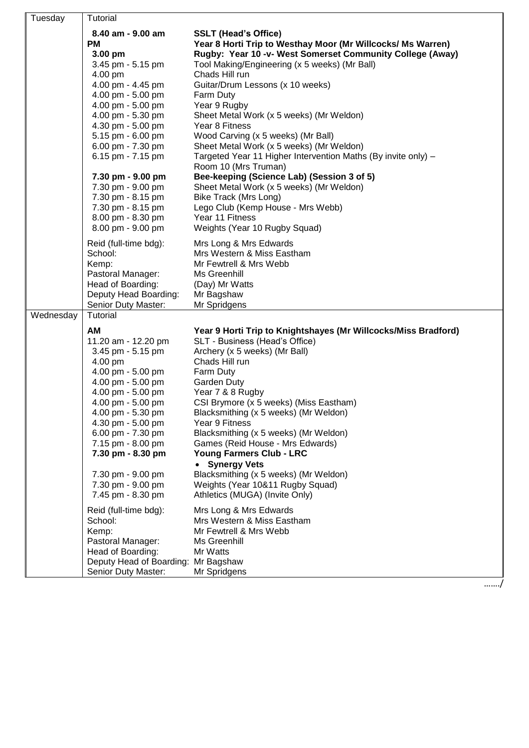| | | |
|---|---|---|
| Tuesday | Tutorial | |
| | **8.40 am - 9.00 am** | **SSLT (Head's Office)** |
| | **PM** | **Year 8 Horti Trip to Westhay Moor (Mr Willcocks/ Ms Warren)** |
| | **3.00 pm** | **Rugby: Year 10 -v- West Somerset Community College (Away)** |
| | 3.45 pm - 5.15 pm | Tool Making/Engineering (x 5 weeks) (Mr Ball) |
| | 4.00 pm | Chads Hill run |
| | 4.00 pm - 4.45 pm | Guitar/Drum Lessons (x 10 weeks) |
| | 4.00 pm - 5.00 pm | Farm Duty |
| | 4.00 pm - 5.00 pm | Year 9 Rugby |
| | 4.00 pm - 5.30 pm | Sheet Metal Work (x 5 weeks) (Mr Weldon) |
| | 4.30 pm - 5.00 pm | Year 8 Fitness |
| | 5.15 pm - 6.00 pm | Wood Carving (x 5 weeks) (Mr Ball) |
| | 6.00 pm - 7.30 pm | Sheet Metal Work (x 5 weeks) (Mr Weldon) |
| | 6.15 pm - 7.15 pm | Targeted Year 11 Higher Intervention Maths (By invite only) – Room 10 (Mrs Truman) |
| | **7.30 pm - 9.00 pm** | **Bee-keeping (Science Lab) (Session 3 of 5)** |
| | 7.30 pm - 9.00 pm | Sheet Metal Work (x 5 weeks) (Mr Weldon) |
| | 7.30 pm - 8.15 pm | Bike Track (Mrs Long) |
| | 7.30 pm - 8.15 pm | Lego Club (Kemp House - Mrs Webb) |
| | 8.00 pm - 8.30 pm | Year 11 Fitness |
| | 8.00 pm - 9.00 pm | Weights (Year 10 Rugby Squad) |
| | Reid (full-time bdg): | Mrs Long & Mrs Edwards |
| | School: | Mrs Western & Miss Eastham |
| | Kemp: | Mr Fewtrell & Mrs Webb |
| | Pastoral Manager: | Ms Greenhill |
| | Head of Boarding: | (Day) Mr Watts |
| | Deputy Head Boarding: | Mr Bagshaw |
| | Senior Duty Master: | Mr Spridgens |
| Wednesday | Tutorial | |
| | **AM** | **Year 9 Horti Trip to Knightshayes (Mr Willcocks/Miss Bradford)** |
| | 11.20 am - 12.20 pm | SLT - Business (Head's Office) |
| | 3.45 pm - 5.15 pm | Archery (x 5 weeks) (Mr Ball) |
| | 4.00 pm | Chads Hill run |
| | 4.00 pm - 5.00 pm | Farm Duty |
| | 4.00 pm - 5.00 pm | Garden Duty |
| | 4.00 pm - 5.00 pm | Year 7 & 8 Rugby |
| | 4.00 pm - 5.00 pm | CSI Brymore (x 5 weeks) (Miss Eastham) |
| | 4.00 pm - 5.30 pm | Blacksmithing (x 5 weeks) (Mr Weldon) |
| | 4.30 pm - 5.00 pm | Year 9 Fitness |
| | 6.00 pm - 7.30 pm | Blacksmithing (x 5 weeks) (Mr Weldon) |
| | 7.15 pm - 8.00 pm | Games (Reid House - Mrs Edwards) |
| | **7.30 pm - 8.30 pm** | **Young Farmers Club - LRC**<br>• **Synergy Vets** |
| | 7.30 pm - 9.00 pm | Blacksmithing (x 5 weeks) (Mr Weldon) |
| | 7.30 pm - 9.00 pm | Weights (Year 10&11 Rugby Squad) |
| | 7.45 pm - 8.30 pm | Athletics (MUGA) (Invite Only) |
| | Reid (full-time bdg): | Mrs Long & Mrs Edwards |
| | School: | Mrs Western & Miss Eastham |
| | Kemp: | Mr Fewtrell & Mrs Webb |
| | Pastoral Manager: | Ms Greenhill |
| | Head of Boarding: | Mr Watts |
| | Deputy Head of Boarding: | Mr Bagshaw |
| | Senior Duty Master: | Mr Spridgens |

……./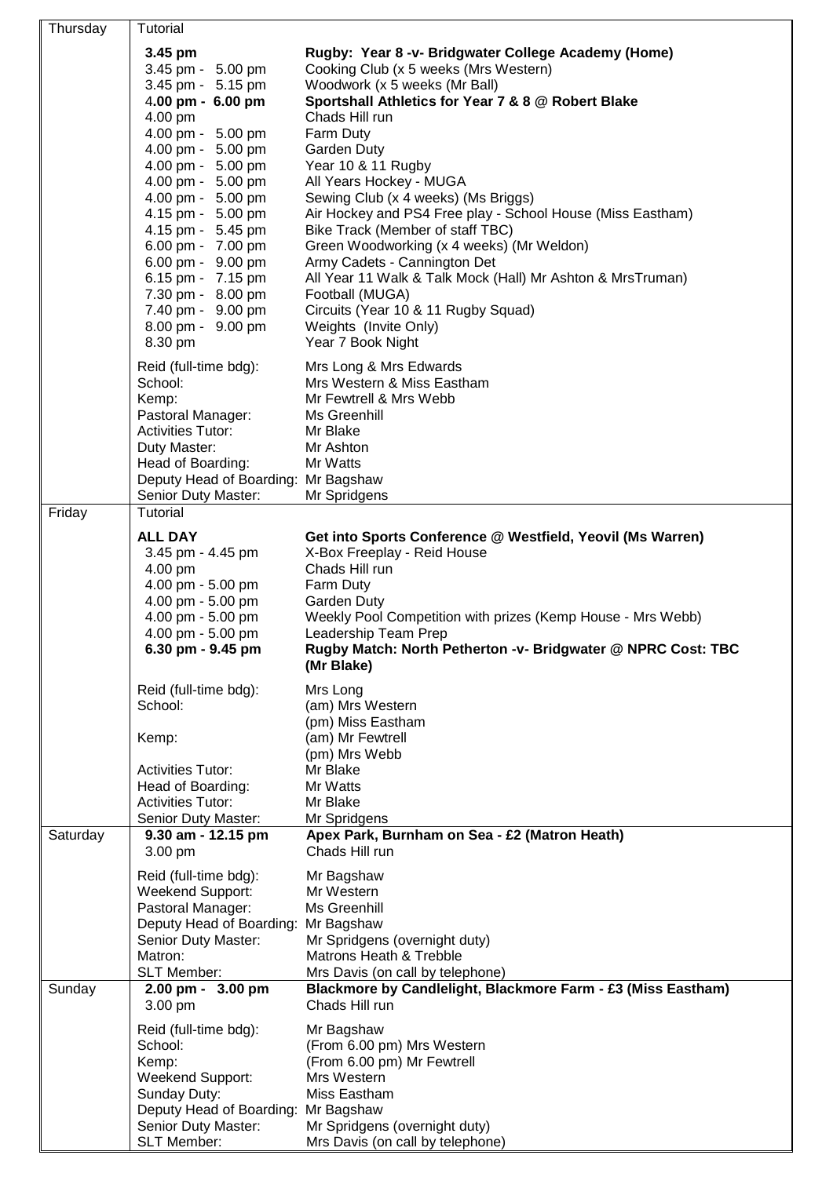| Day | | |
|---|---|---|
| Thursday | Tutorial | |
| | **3.45 pm** | **Rugby: Year 8 -v- Bridgwater College Academy (Home)** |
| | 3.45 pm - 5.00 pm | Cooking Club (x 5 weeks (Mrs Western) |
| | 3.45 pm - 5.15 pm | Woodwork (x 5 weeks (Mr Ball) |
| | **4.00 pm - 6.00 pm** | **Sportshall Athletics for Year 7 & 8 @ Robert Blake** |
| | 4.00 pm | Chads Hill run |
| | 4.00 pm - 5.00 pm | Farm Duty |
| | 4.00 pm - 5.00 pm | Garden Duty |
| | 4.00 pm - 5.00 pm | Year 10 & 11 Rugby |
| | 4.00 pm - 5.00 pm | All Years Hockey - MUGA |
| | 4.00 pm - 5.00 pm | Sewing Club (x 4 weeks) (Ms Briggs) |
| | 4.15 pm - 5.00 pm | Air Hockey and PS4 Free play - School House (Miss Eastham) |
| | 4.15 pm - 5.45 pm | Bike Track (Member of staff TBC) |
| | 6.00 pm - 7.00 pm | Green Woodworking (x 4 weeks) (Mr Weldon) |
| | 6.00 pm - 9.00 pm | Army Cadets - Cannington Det |
| | 6.15 pm - 7.15 pm | All Year 11 Walk & Talk Mock (Hall) Mr Ashton & MrsTruman) |
| | 7.30 pm - 8.00 pm | Football (MUGA) |
| | 7.40 pm - 9.00 pm | Circuits (Year 10 & 11 Rugby Squad) |
| | 8.00 pm - 9.00 pm | Weights (Invite Only) |
| | 8.30 pm | Year 7 Book Night |
| | Reid (full-time bdg): | Mrs Long & Mrs Edwards |
| | School: | Mrs Western & Miss Eastham |
| | Kemp: | Mr Fewtrell & Mrs Webb |
| | Pastoral Manager: | Ms Greenhill |
| | Activities Tutor: | Mr Blake |
| | Duty Master: | Mr Ashton |
| | Head of Boarding: | Mr Watts |
| | Deputy Head of Boarding: | Mr Bagshaw |
| | Senior Duty Master: | Mr Spridgens |
| Friday | Tutorial | |
| | **ALL DAY** | **Get into Sports Conference @ Westfield, Yeovil (Ms Warren)** |
| | 3.45 pm - 4.45 pm | X-Box Freeplay - Reid House |
| | 4.00 pm | Chads Hill run |
| | 4.00 pm - 5.00 pm | Farm Duty |
| | 4.00 pm - 5.00 pm | Garden Duty |
| | 4.00 pm - 5.00 pm | Weekly Pool Competition with prizes (Kemp House - Mrs Webb) |
| | 4.00 pm - 5.00 pm | Leadership Team Prep |
| | **6.30 pm - 9.45 pm** | **Rugby Match: North Petherton -v- Bridgwater @ NPRC Cost: TBC (Mr Blake)** |
| | Reid (full-time bdg): | Mrs Long |
| | School: | (am) Mrs Western<br>(pm) Miss Eastham |
| | Kemp: | (am) Mr Fewtrell<br>(pm) Mrs Webb |
| | Activities Tutor: | Mr Blake |
| | Head of Boarding: | Mr Watts |
| | Activities Tutor: | Mr Blake |
| | Senior Duty Master: | Mr Spridgens |
| Saturday | **9.30 am - 12.15 pm** | **Apex Park, Burnham on Sea - £2 (Matron Heath)** |
| | 3.00 pm | Chads Hill run |
| | Reid (full-time bdg): | Mr Bagshaw |
| | Weekend Support: | Mr Western |
| | Pastoral Manager: | Ms Greenhill |
| | Deputy Head of Boarding: | Mr Bagshaw |
| | Senior Duty Master: | Mr Spridgens (overnight duty) |
| | Matron: | Matrons Heath & Trebble |
| | SLT Member: | Mrs Davis (on call by telephone) |
| Sunday | **2.00 pm - 3.00 pm** | **Blackmore by Candlelight, Blackmore Farm - £3 (Miss Eastham)** |
| | 3.00 pm | Chads Hill run |
| | Reid (full-time bdg): | Mr Bagshaw |
| | School: | (From 6.00 pm) Mrs Western |
| | Kemp: | (From 6.00 pm) Mr Fewtrell |
| | Weekend Support: | Mrs Western |
| | Sunday Duty: | Miss Eastham |
| | Deputy Head of Boarding: | Mr Bagshaw |
| | Senior Duty Master: | Mr Spridgens (overnight duty) |
| | SLT Member: | Mrs Davis (on call by telephone) |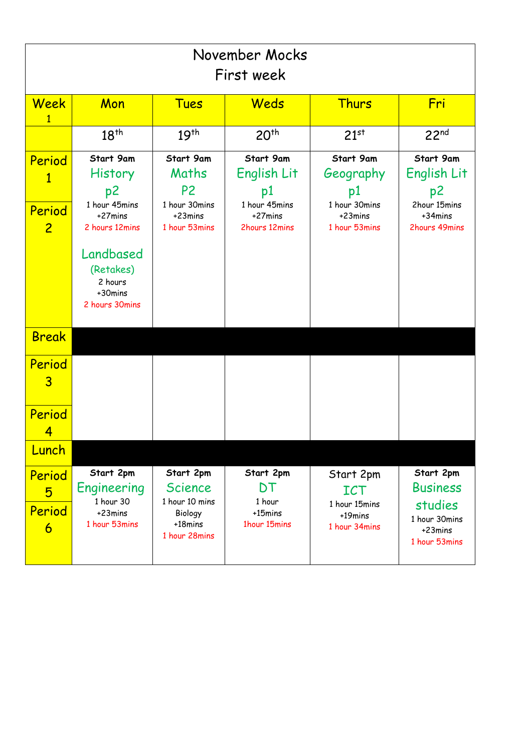# November Mocks
## First week

| Week 1 | Mon | Tues | Weds | Thurs | Fri |
|---|---|---|---|---|---|
| | 18th | 19th | 20th | 21st | 22nd |
| Period 1 / Period 2 | **Start 9am** History p2 1 hour 45mins +27mins 2 hours 12mins<br><br>Landbased (Retakes) 2 hours +30mins 2 hours 30mins | **Start 9am** Maths P2 1 hour 30mins +23mins 1 hour 53mins | **Start 9am** English Lit p1 1 hour 45mins +27mins 2hours 12mins | **Start 9am** Geography p1 1 hour 30mins +23mins 1 hour 53mins | **Start 9am** English Lit p2 2hour 15mins +34mins 2hours 49mins |
| Break | | | | | |
| Period 3 | | | | | |
| Period 4 | | | | | |
| Lunch | | | | | |
| Period 5 / Period 6 | **Start 2pm** Engineering 1 hour 30 +23mins 1 hour 53mins | **Start 2pm** Science 1 hour 10 mins Biology +18mins 1 hour 28mins | **Start 2pm** DT 1 hour +15mins 1hour 15mins | Start 2pm ICT 1 hour 15mins +19mins 1 hour 34mins | **Start 2pm** Business studies 1 hour 30mins +23mins 1 hour 53mins |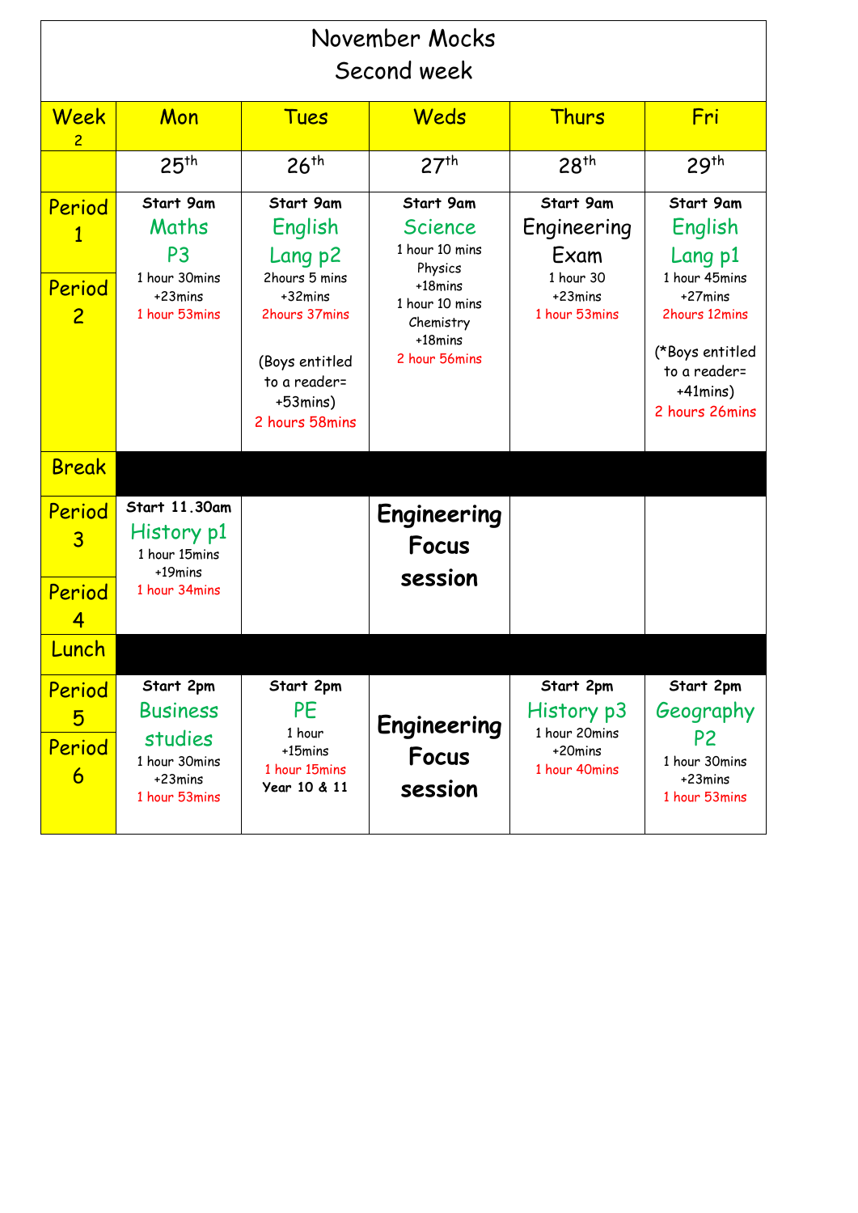# November Mocks
## Second week

| Week 2 | Mon | Tues | Weds | Thurs | Fri |
|---|---|---|---|---|---|
| | 25th | 26th | 27th | 28th | 29th |
| Period 1 / Period 2 | **Start 9am** Maths P3 1 hour 30mins +23mins 1 hour 53mins | **Start 9am** English Lang p2 2hours 5 mins +32mins 2hours 37mins (Boys entitled to a reader= +53mins) 2 hours 58mins | **Start 9am** Science 1 hour 10 mins Physics +18mins 1 hour 10 mins Chemistry +18mins 2 hour 56mins | **Start 9am** Engineering Exam 1 hour 30 +23mins 1 hour 53mins | **Start 9am** English Lang p1 1 hour 45mins +27mins 2hours 12mins (*Boys entitled to a reader= +41mins) 2 hours 26mins |
| Break | | | | | |
| Period 3 / Period 4 | **Start 11.30am** History p1 1 hour 15mins +19mins 1 hour 34mins | | **Engineering Focus session** | | |
| Lunch | | | | | |
| Period 5 / Period 6 | **Start 2pm** Business studies 1 hour 30mins +23mins 1 hour 53mins | **Start 2pm** PE 1 hour +15mins 1 hour 15mins **Year 10 & 11** | **Engineering Focus session** | **Start 2pm** History p3 1 hour 20mins +20mins 1 hour 40mins | **Start 2pm** Geography P2 1 hour 30mins +23mins 1 hour 53mins |